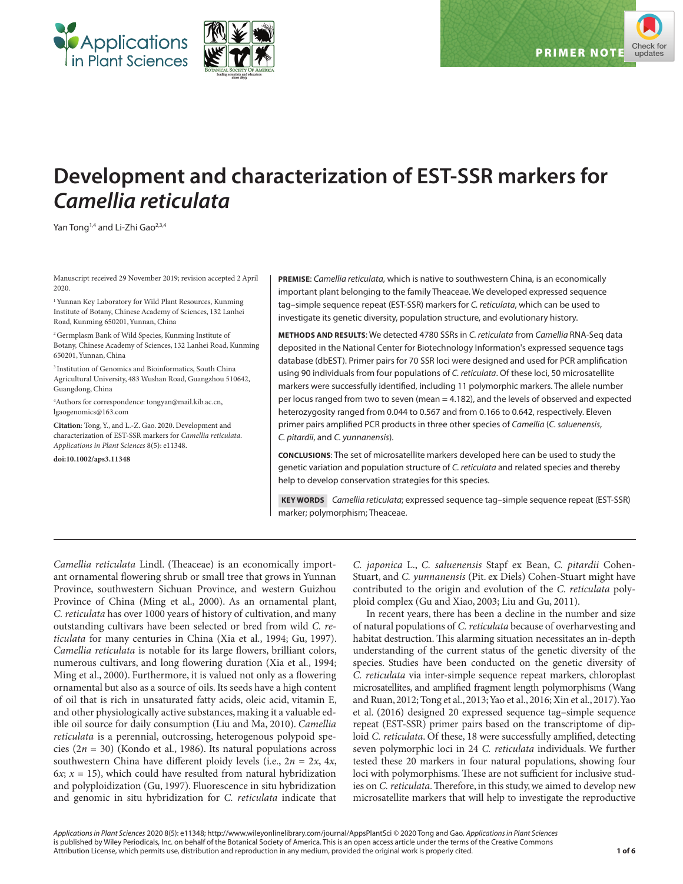PRIMER NOTE

# Development and characterization of EST-SSR markers for *Camellia reticulata*

Yan Tong[1,4] and Li-Zhi Gao[2,3,4]

Manuscript received 29 November 2019; revision accepted 2 April 2020.

[1] Yunnan Key Laboratory for Wild Plant Resources, Kunming Institute of Botany, Chinese Academy of Sciences, 132 Lanhei Road, Kunming 650201, Yunnan, China

[2] Germplasm Bank of Wild Species, Kunming Institute of Botany, Chinese Academy of Sciences, 132 Lanhei Road, Kunming 650201, Yunnan, China

[3] Institution of Genomics and Bioinformatics, South China Agricultural University, 483 Wushan Road, Guangzhou 510642, Guangdong, China

[4] Authors for correspondence: tongyan@mail.kib.ac.cn, lgaogenomics@163.com

**Citation**: Tong, Y., and L.-Z. Gao. 2020. Development and characterization of EST-SSR markers for *Camellia reticulata*. *Applications in Plant Sciences* 8(5): e11348.

**doi:10.1002/aps3.11348**

**PREMISE**: *Camellia reticulata*, which is native to southwestern China, is an economically important plant belonging to the family Theaceae. We developed expressed sequence tag–simple sequence repeat (EST-SSR) markers for *C. reticulata*, which can be used to investigate its genetic diversity, population structure, and evolutionary history.

**METHODS AND RESULTS**: We detected 4780 SSRs in *C. reticulata* from *Camellia* RNA-Seq data deposited in the National Center for Biotechnology Information's expressed sequence tags database (dbEST). Primer pairs for 70 SSR loci were designed and used for PCR amplification using 90 individuals from four populations of *C. reticulata*. Of these loci, 50 microsatellite markers were successfully identified, including 11 polymorphic markers. The allele number per locus ranged from two to seven (mean = 4.182), and the levels of observed and expected heterozygosity ranged from 0.044 to 0.567 and from 0.166 to 0.642, respectively. Eleven primer pairs amplified PCR products in three other species of *Camellia* (*C. saluenensis*, *C. pitardii*, and *C. yunnanensis*).

**CONCLUSIONS**: The set of microsatellite markers developed here can be used to study the genetic variation and population structure of *C. reticulata* and related species and thereby help to develop conservation strategies for this species.

**KEY WORDS** *Camellia reticulata*; expressed sequence tag–simple sequence repeat (EST-SSR) marker; polymorphism; Theaceae.

*Camellia reticulata* Lindl. (Theaceae) is an economically important ornamental flowering shrub or small tree that grows in Yunnan Province, southwestern Sichuan Province, and western Guizhou Province of China (Ming et al., 2000). As an ornamental plant, *C. reticulata* has over 1000 years of history of cultivation, and many outstanding cultivars have been selected or bred from wild *C. reticulata* for many centuries in China (Xia et al., 1994; Gu, 1997). *Camellia reticulata* is notable for its large flowers, brilliant colors, numerous cultivars, and long flowering duration (Xia et al., 1994; Ming et al., 2000). Furthermore, it is valued not only as a flowering ornamental but also as a source of oils. Its seeds have a high content of oil that is rich in unsaturated fatty acids, oleic acid, vitamin E, and other physiologically active substances, making it a valuable edible oil source for daily consumption (Liu and Ma, 2010). *Camellia reticulata* is a perennial, outcrossing, heterogenous polypoid species ($2n = 30$) (Kondo et al., 1986). Its natural populations across southwestern China have different ploidy levels (i.e., $2n = 2x$, $4x$, $6x$; $x = 15$), which could have resulted from natural hybridization and polyploidization (Gu, 1997). Fluorescence in situ hybridization and genomic in situ hybridization for *C. reticulata* indicate that *C. japonica* L., *C. saluenensis* Stapf ex Bean, *C. pitardii* Cohen-Stuart, and *C. yunnanensis* (Pit. ex Diels) Cohen-Stuart might have contributed to the origin and evolution of the *C. reticulata* polyploid complex (Gu and Xiao, 2003; Liu and Gu, 2011).

In recent years, there has been a decline in the number and size of natural populations of *C. reticulata* because of overharvesting and habitat destruction. This alarming situation necessitates an in-depth understanding of the current status of the genetic diversity of the species. Studies have been conducted on the genetic diversity of *C. reticulata* via inter-simple sequence repeat markers, chloroplast microsatellites, and amplified fragment length polymorphisms (Wang and Ruan, 2012; Tong et al., 2013; Yao et al., 2016; Xin et al., 2017). Yao et al. (2016) designed 20 expressed sequence tag–simple sequence repeat (EST-SSR) primer pairs based on the transcriptome of diploid *C. reticulata*. Of these, 18 were successfully amplified, detecting seven polymorphic loci in 24 *C. reticulata* individuals. We further tested these 20 markers in four natural populations, showing four loci with polymorphisms. These are not sufficient for inclusive studies on *C. reticulata*. Therefore, in this study, we aimed to develop new microsatellite markers that will help to investigate the reproductive

*Applications in Plant Sciences* 2020 8(5): e11348; http://www.wileyonlinelibrary.com/journal/AppsPlantSci © 2020 Tong and Gao. *Applications in Plant Sciences* is published by Wiley Periodicals, Inc. on behalf of the Botanical Society of America. This is an open access article under the terms of the Creative Commons Attribution License, which permits use, distribution and reproduction in any medium, provided the original work is properly cited.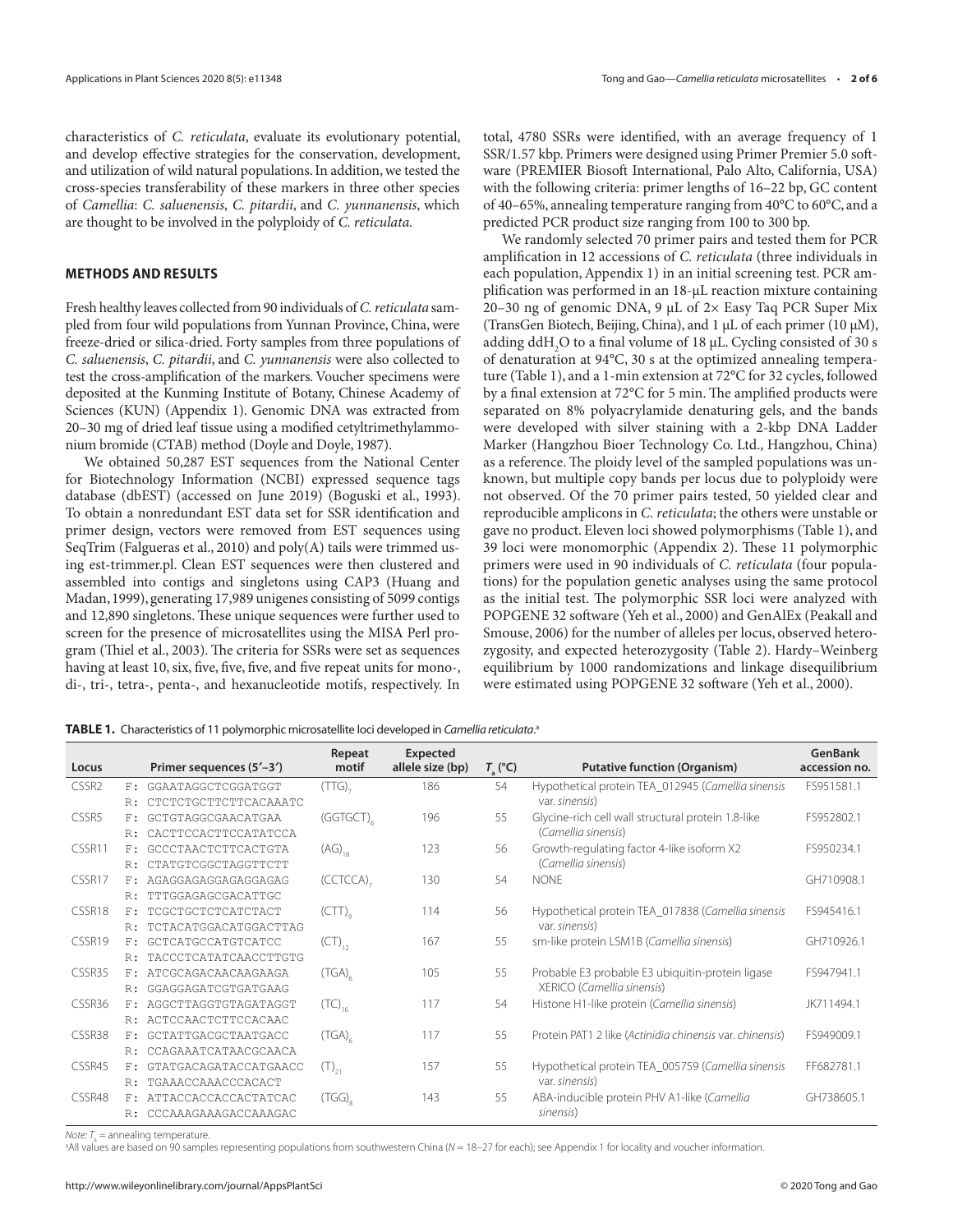characteristics of *C. reticulata*, evaluate its evolutionary potential, and develop effective strategies for the conservation, development, and utilization of wild natural populations. In addition, we tested the cross-species transferability of these markers in three other species of *Camellia*: *C. saluenensis*, *C. pitardii*, and *C. yunnanensis*, which are thought to be involved in the polyploidy of *C. reticulata*.

## METHODS AND RESULTS

Fresh healthy leaves collected from 90 individuals of *C. reticulata* sampled from four wild populations from Yunnan Province, China, were freeze-dried or silica-dried. Forty samples from three populations of *C. saluenensis*, *C. pitardii*, and *C. yunnanensis* were also collected to test the cross-amplification of the markers. Voucher specimens were deposited at the Kunming Institute of Botany, Chinese Academy of Sciences (KUN) (Appendix 1). Genomic DNA was extracted from 20–30 mg of dried leaf tissue using a modified cetyltrimethylammonium bromide (CTAB) method (Doyle and Doyle, 1987).

We obtained 50,287 EST sequences from the National Center for Biotechnology Information (NCBI) expressed sequence tags database (dbEST) (accessed on June 2019) (Boguski et al., 1993). To obtain a nonredundant EST data set for SSR identification and primer design, vectors were removed from EST sequences using SeqTrim (Falgueras et al., 2010) and poly(A) tails were trimmed using est-trimmer.pl. Clean EST sequences were then clustered and assembled into contigs and singletons using CAP3 (Huang and Madan, 1999), generating 17,989 unigenes consisting of 5099 contigs and 12,890 singletons. These unique sequences were further used to screen for the presence of microsatellites using the MISA Perl program (Thiel et al., 2003). The criteria for SSRs were set as sequences having at least 10, six, five, five, five, and five repeat units for mono-, di-, tri-, tetra-, penta-, and hexanucleotide motifs, respectively. In total, 4780 SSRs were identified, with an average frequency of 1 SSR/1.57 kbp. Primers were designed using Primer Premier 5.0 software (PREMIER Biosoft International, Palo Alto, California, USA) with the following criteria: primer lengths of 16–22 bp, GC content of 40–65%, annealing temperature ranging from 40°C to 60°C, and a predicted PCR product size ranging from 100 to 300 bp.

We randomly selected 70 primer pairs and tested them for PCR amplification in 12 accessions of *C. reticulata* (three individuals in each population, Appendix 1) in an initial screening test. PCR amplification was performed in an 18-μL reaction mixture containing 20–30 ng of genomic DNA, 9 μL of 2× Easy Taq PCR Super Mix (TransGen Biotech, Beijing, China), and 1 μL of each primer (10 μM), adding dd$H_2O$ to a final volume of 18 μL. Cycling consisted of 30 s of denaturation at 94°C, 30 s at the optimized annealing temperature (Table 1), and a 1-min extension at 72°C for 32 cycles, followed by a final extension at 72°C for 5 min. The amplified products were separated on 8% polyacrylamide denaturing gels, and the bands were developed with silver staining with a 2-kbp DNA Ladder Marker (Hangzhou Bioer Technology Co. Ltd., Hangzhou, China) as a reference. The ploidy level of the sampled populations was unknown, but multiple copy bands per locus due to polyploidy were not observed. Of the 70 primer pairs tested, 50 yielded clear and reproducible amplicons in *C. reticulata*; the others were unstable or gave no product. Eleven loci showed polymorphisms (Table 1), and 39 loci were monomorphic (Appendix 2). These 11 polymorphic primers were used in 90 individuals of *C. reticulata* (four populations) for the population genetic analyses using the same protocol as the initial test. The polymorphic SSR loci were analyzed with POPGENE 32 software (Yeh et al., 2000) and GenAlEx (Peakall and Smouse, 2006) for the number of alleles per locus, observed heterozygosity, and expected heterozygosity (Table 2). Hardy–Weinberg equilibrium by 1000 randomizations and linkage disequilibrium were estimated using POPGENE 32 software (Yeh et al., 2000).

**TABLE 1.** Characteristics of 11 polymorphic microsatellite loci developed in *Camellia reticulata*.[a]

| Locus | Primer sequences (5′–3′) | Repeat motif | Expected allele size (bp) | $T_a$ (°C) | Putative function (Organism) | GenBank accession no. |
|---|---|---|---|---|---|---|
| CSSR2 | F: GGAATAGGCTCGGATGGT<br>R: CTCTCTGCTTCTTCACAAATC | $(TTG)_7$ | 186 | 54 | Hypothetical protein TEA_012945 (*Camellia sinensis* var. *sinensis*) | FS951581.1 |
| CSSR5 | F: GCTGTAGGCGAACATGAA<br>R: CACTTCCACTTCCATATCCA | $(GGTGCT)_6$ | 196 | 55 | Glycine-rich cell wall structural protein 1.8-like (*Camellia sinensis*) | FS952802.1 |
| CSSR11 | F: GCCCTAACTCTTCACTGTA<br>R: CTATGTCGGCTAGGTTCTT | $(AG)_{18}$ | 123 | 56 | Growth-regulating factor 4-like isoform X2 (*Camellia sinensis*) | FS950234.1 |
| CSSR17 | F: AGAGGAGAGGAGGAGAG<br>R: TTTGGAGAGCGACATTGC | $(CCTCCA)_7$ | 130 | 54 | NONE | GH710908.1 |
| CSSR18 | F: TCGCTGCTCTCATCTACT<br>R: TCTACATGGACATGGACTTAG | $(CTT)_9$ | 114 | 56 | Hypothetical protein TEA_017838 (*Camellia sinensis* var. *sinensis*) | FS945416.1 |
| CSSR19 | F: GCTCATGCCATGTCATCC<br>R: TACCCTCATATCAACCTTGTG | $(CT)_{12}$ | 167 | 55 | sm-like protein LSM1B (*Camellia sinensis*) | GH710926.1 |
| CSSR35 | F: ATCGCAGACAACAAGAAGA<br>R: GGAGGAGATCGTGATGAAG | $(TGA)_6$ | 105 | 55 | Probable E3 probable E3 ubiquitin-protein ligase XERICO (*Camellia sinensis*) | FS947941.1 |
| CSSR36 | F: AGGCTTAGGTGTAGATAGGT<br>R: ACTCCAACTCTTCCACAAC | $(TC)_{16}$ | 117 | 54 | Histone H1-like protein (*Camellia sinensis*) | JK711494.1 |
| CSSR38 | F: GCTATTGACGCTAATGACC<br>R: CCAGAAATCATAACGCAACA | $(TGA)_6$ | 117 | 55 | Protein PAT1 2 like (*Actinidia chinensis* var. *chinensis*) | FS949009.1 |
| CSSR45 | F: GTATGACAGATACCATGAACC<br>R: TGAAACCAAACCCACACT | $(T)_{21}$ | 157 | 55 | Hypothetical protein TEA_005759 (*Camellia sinensis* var. *sinensis*) | FF682781.1 |
| CSSR48 | F: ATTACCACCACCACTATCAC<br>R: CCCAAAGAAAGACCAAAGAC | $(TGG)_8$ | 143 | 55 | ABA-inducible protein PHV A1-like (*Camellia sinensis*) | GH738605.1 |

*Note:* $T_a$ = annealing temperature.
[a]All values are based on 90 samples representing populations from southwestern China (*N* = 18–27 for each); see Appendix 1 for locality and voucher information.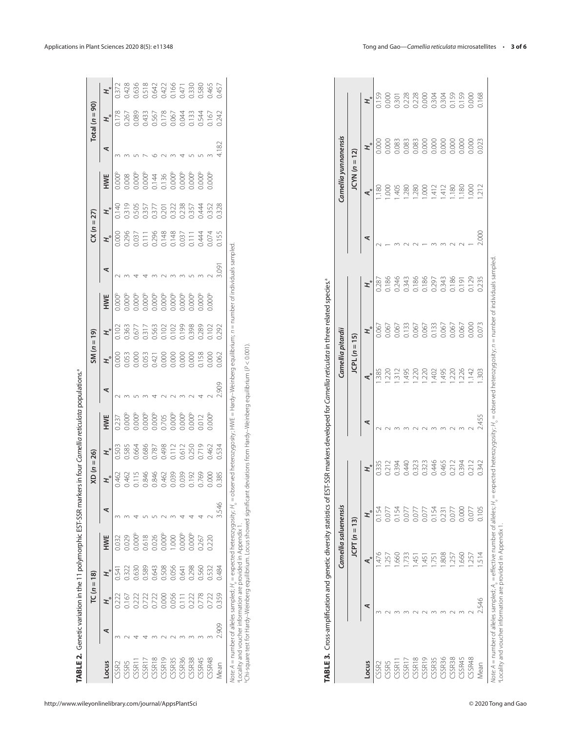**TABLE 2.** Genetic variation in the 11 polymorphic EST-SSR markers in four *Camellia reticulata* populations.[a]

| Locus | TC (n = 18) | | | | XD (n = 26) | | | | SM (n = 19) | | | | CX (n = 27) | | | | Total (n = 90) | | |
|---|---|---|---|---|---|---|---|---|---|---|---|---|---|---|---|---|---|---|---|
| | $A$ | $H_o$ | $H_e$ | HWE | $A$ | $H_o$ | $H_e$ | HWE | $A$ | $H_o$ | $H_e$ | HWE | $A$ | $H_o$ | $H_e$ | HWE | $A$ | $H_o$ | $H_e$ |
| CSSR2 | 3 | 0.222 | 0.541 | 0.032 | 3 | 0.462 | 0.503 | 0.237 | 2 | 0.000 | 0.102 | 0.000[b] | 2 | 0.000 | 0.140 | 0.000[b] | 3 | 0.178 | 0.372 |
| CSSR5 | 2 | 0.167 | 0.322 | 0.029 | 3 | 0.462 | 0.585 | 0.000[b] | 3 | 0.053 | 0.363 | 0.000[b] | 3 | 0.296 | 0.319 | 0.008 | 3 | 0.267 | 0.428 |
| CSSR11 | 4 | 0.222 | 0.630 | 0.000[b] | 4 | 0.115 | 0.664 | 0.000[b] | 5 | 0.000 | 0.677 | 0.000[b] | 4 | 0.037 | 0.505 | 0.000[b] | 5 | 0.089 | 0.636 |
| CSSR17 | 4 | 0.722 | 0.589 | 0.618 | 5 | 0.846 | 0.686 | 0.000[b] | 3 | 0.053 | 0.317 | 0.000[b] | 4 | 0.111 | 0.357 | 0.000[b] | 7 | 0.433 | 0.518 |
| CSSR18 | 3 | 0.722 | 0.643 | 0.026 | 5 | 0.846 | 0.787 | 0.000[b] | 4 | 0.421 | 0.563 | 0.000[b] | 3 | 0.296 | 0.377 | 0.144 | 6 | 0.567 | 0.642 |
| CSSR19 | 2 | 0.000 | 0.508 | 0.000[b] | 2 | 0.462 | 0.498 | 0.705 | 2 | 0.000 | 0.102 | 0.000[b] | 2 | 0.148 | 0.201 | 0.136 | 2 | 0.178 | 0.422 |
| CSSR35 | 2 | 0.056 | 0.056 | 1.000 | 3 | 0.039 | 0.112 | 0.000[b] | 2 | 0.000 | 0.102 | 0.000[b] | 3 | 0.148 | 0.322 | 0.000[b] | 3 | 0.067 | 0.166 |
| CSSR36 | 3 | 0.111 | 0.641 | 0.000[b] | 4 | 0.039 | 0.612 | 0.000[b] | 3 | 0.000 | 0.199 | 0.000[b] | 3 | 0.037 | 0.238 | 0.000[b] | 4 | 0.044 | 0.471 |
| CSSR38 | 3 | 0.222 | 0.298 | 0.000[b] | 4 | 0.192 | 0.250 | 0.000[b] | 2 | 0.000 | 0.398 | 0.000[b] | 5 | 0.111 | 0.357 | 0.000[b] | 5 | 0.133 | 0.330 |
| CSSR45 | 3 | 0.778 | 0.560 | 0.267 | 4 | 0.769 | 0.719 | 0.012 | 4 | 0.158 | 0.289 | 0.000[b] | 3 | 0.444 | 0.444 | 0.000[b] | 5 | 0.544 | 0.580 |
| CSSR48 | 3 | 0.722 | 0.532 | 0.220 | 2 | 0.000 | 0.462 | 0.000[b] | 2 | 0.000 | 0.102 | 0.000[b] | 2 | 0.074 | 0.352 | 0.000[b] | 3 | 0.167 | 0.465 |
| Mean | 2.909 | 0.359 | 0.484 | | 3.546 | 0.385 | 0.534 | | 2.909 | 0.062 | 0.292 | | 3.091 | 0.155 | 0.328 | | 4.182 | 0.242 | 0.457 |

*Note*: $A$ = number of alleles sampled; $H_e$ = expected heterozygosity; $H_o$ = observed heterozygosity; HWE = Hardy–Weinberg equilibrium; $n$ = number of individuals sampled.

[a]Locality and voucher information are provided in Appendix 1.

[b]Chi-square test for Hardy–Weinberg equilibrium. Locus showed significant deviations from Hardy–Weinberg equilibrium ($P < 0.001$).

**TABLE 3.** Cross-amplification and genetic diversity statistics of EST-SSR markers developed for *Camellia reticulata* in three related species.[a]

| Locus | *Camellia saluenensis* JCPT (n = 13) | | | | *Camellia pitardii* JCPL (n = 15) | | | | *Camellia yunnanensis* JCYN (n = 12) | | | |
|---|---|---|---|---|---|---|---|---|---|---|---|---|
| | $A$ | $A_e$ | $H_o$ | $H_e$ | $A$ | $A_e$ | $H_o$ | $H_e$ | $A$ | $A_e$ | $H_o$ | $H_e$ |
| CSSR2 | 3 | 1.476 | 0.154 | 0.335 | 2 | 1.385 | 0.067 | 0.287 | 2 | 1.180 | 0.000 | 0.159 |
| CSSR5 | 2 | 1.257 | 0.077 | 0.212 | 2 | 1.220 | 0.067 | 0.186 | 1 | 1.000 | 0.000 | 0.000 |
| CSSR11 | 3 | 1.660 | 0.154 | 0.394 | 3 | 1.312 | 0.067 | 0.246 | 3 | 1.405 | 0.083 | 0.301 |
| CSSR17 | 3 | 1.733 | 0.077 | 0.440 | 3 | 1.495 | 0.133 | 0.343 | 2 | 1.280 | 0.083 | 0.228 |
| CSSR18 | 2 | 1.451 | 0.077 | 0.323 | 2 | 1.220 | 0.067 | 0.186 | 2 | 1.280 | 0.083 | 0.228 |
| CSSR19 | 2 | 1.451 | 0.077 | 0.323 | 2 | 1.220 | 0.067 | 0.186 | 1 | 1.000 | 0.000 | 0.000 |
| CSSR35 | 3 | 1.751 | 0.154 | 0.446 | 3 | 1.402 | 0.133 | 0.297 | 3 | 1.412 | 0.000 | 0.304 |
| CSSR36 | 3 | 1.808 | 0.231 | 0.465 | 3 | 1.495 | 0.067 | 0.343 | 3 | 1.412 | 0.000 | 0.304 |
| CSSR38 | 2 | 1.257 | 0.077 | 0.212 | 2 | 1.220 | 0.067 | 0.186 | 2 | 1.180 | 0.000 | 0.159 |
| CSSR45 | 3 | 1.660 | 0.000 | 0.394 | 3 | 1.226 | 0.067 | 0.191 | 2 | 1.180 | 0.000 | 0.159 |
| CSSR48 | 2 | 1.257 | 0.077 | 0.212 | 2 | 1.142 | 0.000 | 0.129 | 1 | 1.000 | 0.000 | 0.000 |
| Mean | 2.546 | 1.514 | 0.105 | 0.342 | 2.455 | 1.303 | 0.073 | 0.235 | 2.000 | 1.212 | 0.023 | 0.168 |

*Note*: $A$ = number of alleles sampled; $A_e$ = effective number of alleles; $H_e$ = expected heterozygosity; $H_o$ = observed heterozygosity; $n$ = number of individuals sampled.

[a]Locality and voucher information are provided in Appendix 1.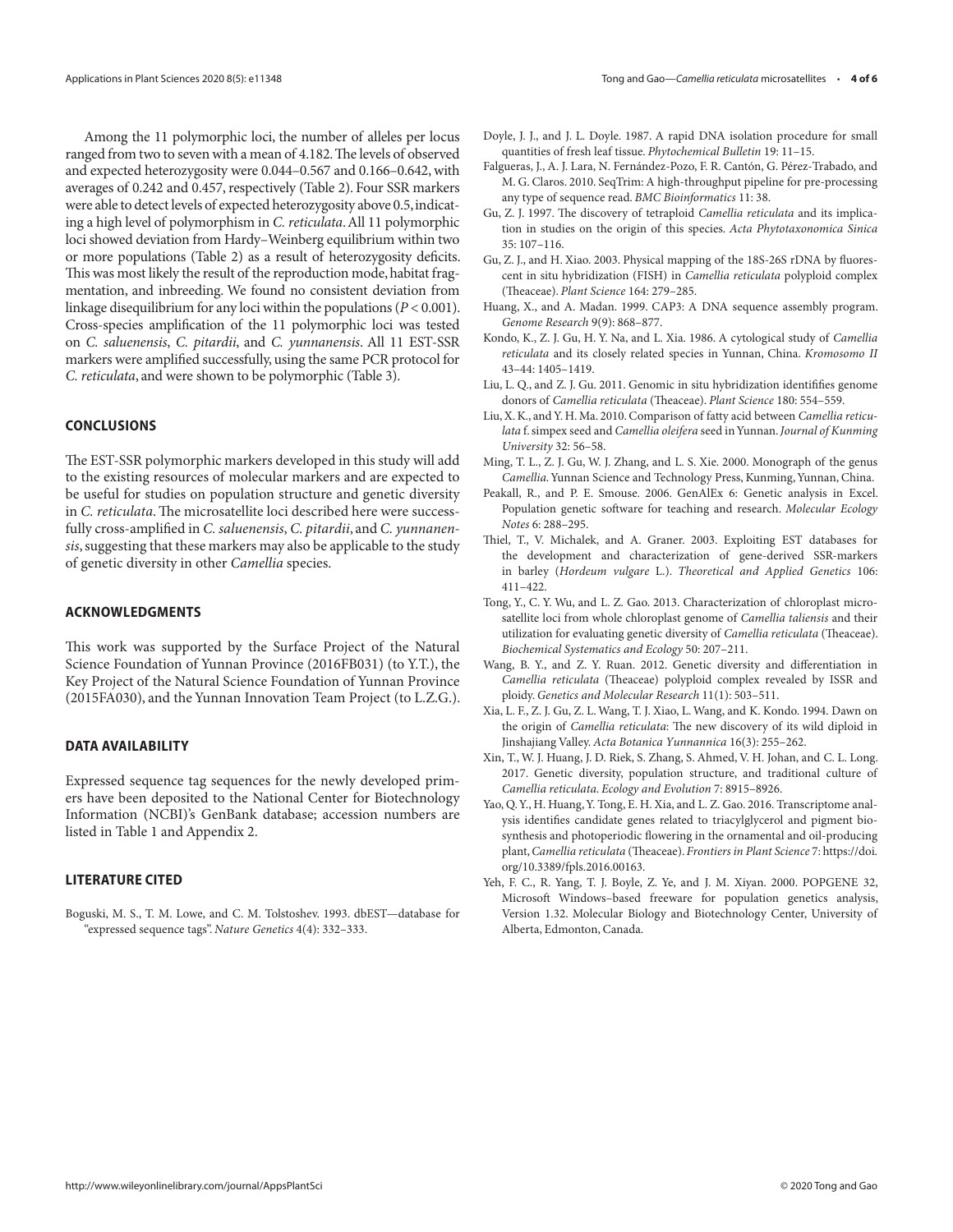Among the 11 polymorphic loci, the number of alleles per locus ranged from two to seven with a mean of 4.182. The levels of observed and expected heterozygosity were 0.044–0.567 and 0.166–0.642, with averages of 0.242 and 0.457, respectively (Table 2). Four SSR markers were able to detect levels of expected heterozygosity above 0.5, indicating a high level of polymorphism in *C. reticulata*. All 11 polymorphic loci showed deviation from Hardy–Weinberg equilibrium within two or more populations (Table 2) as a result of heterozygosity deficits. This was most likely the result of the reproduction mode, habitat fragmentation, and inbreeding. We found no consistent deviation from linkage disequilibrium for any loci within the populations ($P < 0.001$). Cross-species amplification of the 11 polymorphic loci was tested on *C. saluenensis*, *C. pitardii*, and *C. yunnanensis*. All 11 EST-SSR markers were amplified successfully, using the same PCR protocol for *C. reticulata*, and were shown to be polymorphic (Table 3).

## CONCLUSIONS

The EST-SSR polymorphic markers developed in this study will add to the existing resources of molecular markers and are expected to be useful for studies on population structure and genetic diversity in *C. reticulata*. The microsatellite loci described here were successfully cross-amplified in *C. saluenensis*, *C. pitardii*, and *C. yunnanensis*, suggesting that these markers may also be applicable to the study of genetic diversity in other *Camellia* species.

## ACKNOWLEDGMENTS

This work was supported by the Surface Project of the Natural Science Foundation of Yunnan Province (2016FB031) (to Y.T.), the Key Project of the Natural Science Foundation of Yunnan Province (2015FA030), and the Yunnan Innovation Team Project (to L.Z.G.).

## DATA AVAILABILITY

Expressed sequence tag sequences for the newly developed primers have been deposited to the National Center for Biotechnology Information (NCBI)'s GenBank database; accession numbers are listed in Table 1 and Appendix 2.

## LITERATURE CITED

Boguski, M. S., T. M. Lowe, and C. M. Tolstoshev. 1993. dbEST—database for "expressed sequence tags". *Nature Genetics* 4(4): 332–333.

Doyle, J. J., and J. L. Doyle. 1987. A rapid DNA isolation procedure for small quantities of fresh leaf tissue. *Phytochemical Bulletin* 19: 11–15.

Falgueras, J., A. J. Lara, N. Fernández-Pozo, F. R. Cantón, G. Pérez-Trabado, and M. G. Claros. 2010. SeqTrim: A high-throughput pipeline for pre-processing any type of sequence read. *BMC Bioinformatics* 11: 38.

Gu, Z. J. 1997. The discovery of tetraploid *Camellia reticulata* and its implication in studies on the origin of this species. *Acta Phytotaxonomica Sinica* 35: 107–116.

Gu, Z. J., and H. Xiao. 2003. Physical mapping of the 18S-26S rDNA by fluorescent in situ hybridization (FISH) in *Camellia reticulata* polyploid complex (Theaceae). *Plant Science* 164: 279–285.

Huang, X., and A. Madan. 1999. CAP3: A DNA sequence assembly program. *Genome Research* 9(9): 868–877.

Kondo, K., Z. J. Gu, H. Y. Na, and L. Xia. 1986. A cytological study of *Camellia reticulata* and its closely related species in Yunnan, China. *Kromosomo II* 43–44: 1405–1419.

Liu, L. Q., and Z. J. Gu. 2011. Genomic in situ hybridization identififies genome donors of *Camellia reticulata* (Theaceae). *Plant Science* 180: 554–559.

Liu, X. K., and Y. H. Ma. 2010. Comparison of fatty acid between *Camellia reticulata* f. simpex seed and *Camellia oleifera* seed in Yunnan. *Journal of Kunming University* 32: 56–58.

Ming, T. L., Z. J. Gu, W. J. Zhang, and L. S. Xie. 2000. Monograph of the genus *Camellia*. Yunnan Science and Technology Press, Kunming, Yunnan, China.

Peakall, R., and P. E. Smouse. 2006. GenAlEx 6: Genetic analysis in Excel. Population genetic software for teaching and research. *Molecular Ecology Notes* 6: 288–295.

Thiel, T., V. Michalek, and A. Graner. 2003. Exploiting EST databases for the development and characterization of gene-derived SSR-markers in barley (*Hordeum vulgare* L.). *Theoretical and Applied Genetics* 106: 411–422.

Tong, Y., C. Y. Wu, and L. Z. Gao. 2013. Characterization of chloroplast microsatellite loci from whole chloroplast genome of *Camellia taliensis* and their utilization for evaluating genetic diversity of *Camellia reticulata* (Theaceae). *Biochemical Systematics and Ecology* 50: 207–211.

Wang, B. Y., and Z. Y. Ruan. 2012. Genetic diversity and differentiation in *Camellia reticulata* (Theaceae) polyploid complex revealed by ISSR and ploidy. *Genetics and Molecular Research* 11(1): 503–511.

Xia, L. F., Z. J. Gu, Z. L. Wang, T. J. Xiao, L. Wang, and K. Kondo. 1994. Dawn on the origin of *Camellia reticulata*: The new discovery of its wild diploid in Jinshajiang Valley. *Acta Botanica Yunnannica* 16(3): 255–262.

Xin, T., W. J. Huang, J. D. Riek, S. Zhang, S. Ahmed, V. H. Johan, and C. L. Long. 2017. Genetic diversity, population structure, and traditional culture of *Camellia reticulata*. *Ecology and Evolution* 7: 8915–8926.

Yao, Q. Y., H. Huang, Y. Tong, E. H. Xia, and L. Z. Gao. 2016. Transcriptome analysis identifies candidate genes related to triacylglycerol and pigment biosynthesis and photoperiodic flowering in the ornamental and oil-producing plant, *Camellia reticulata* (Theaceae). *Frontiers in Plant Science* 7: https://doi.org/10.3389/fpls.2016.00163.

Yeh, F. C., R. Yang, T. J. Boyle, Z. Ye, and J. M. Xiyan. 2000. POPGENE 32, Microsoft Windows–based freeware for population genetics analysis, Version 1.32. Molecular Biology and Biotechnology Center, University of Alberta, Edmonton, Canada.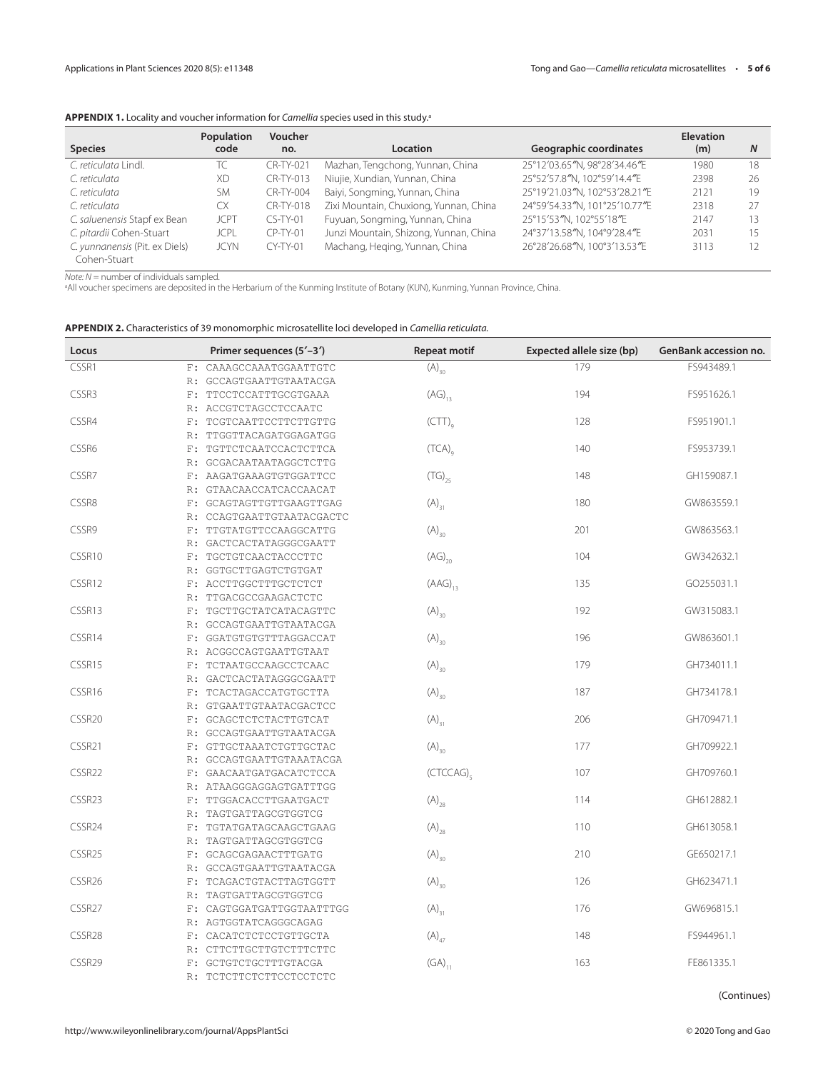**APPENDIX 1.** Locality and voucher information for *Camellia* species used in this study.[a]

| Species | Population code | Voucher no. | Location | Geographic coordinates | Elevation (m) | *N* |
|---|---|---|---|---|---|---|
| *C. reticulata* Lindl. | TC | CR-TY-021 | Mazhan, Tengchong, Yunnan, China | 25°12′03.65″N, 98°28′34.46″E | 1980 | 18 |
| *C. reticulata* | XD | CR-TY-013 | Niujie, Xundian, Yunnan, China | 25°52′57.8″N, 102°59′14.4″E | 2398 | 26 |
| *C. reticulata* | SM | CR-TY-004 | Baiyi, Songming, Yunnan, China | 25°19′21.03″N, 102°53′28.21″E | 2121 | 19 |
| *C. reticulata* | CX | CR-TY-018 | Zixi Mountain, Chuxiong, Yunnan, China | 24°59′54.33″N, 101°25′10.77″E | 2318 | 27 |
| *C. saluenensis* Stapf ex Bean | JCPT | CS-TY-01 | Fuyuan, Songming, Yunnan, China | 25°15′53″N, 102°55′18″E | 2147 | 13 |
| *C. pitardii* Cohen-Stuart | JCPL | CP-TY-01 | Junzi Mountain, Shizong, Yunnan, China | 24°37′13.58″N, 104°9′28.4″E | 2031 | 15 |
| *C. yunnanensis* (Pit. ex Diels) Cohen-Stuart | JCYN | CY-TY-01 | Machang, Heqing, Yunnan, China | 26°28′26.68″N, 100°3′13.53″E | 3113 | 12 |

*Note*: *N* = number of individuals sampled.

[a]All voucher specimens are deposited in the Herbarium of the Kunming Institute of Botany (KUN), Kunming, Yunnan Province, China.

**APPENDIX 2.** Characteristics of 39 monomorphic microsatellite loci developed in *Camellia reticulata*.

| Locus | Primer sequences (5′–3′) | Repeat motif | Expected allele size (bp) | GenBank accession no. |
|---|---|---|---|---|
| CSSR1 | F: CAAAGCCAAATGGAATTGTC<br>R: GCCAGTGAATTGTAATACGA | $(A)_{30}$ | 179 | FS943489.1 |
| CSSR3 | F: TTCCTCCATTTGCGTGAAA<br>R: ACCGTCTAGCCTCCAATC | $(AG)_{13}$ | 194 | FS951626.1 |
| CSSR4 | F: TCGTCAATTCCTTCTTGTTG<br>R: TTGGTTACAGATGGAGATGG | $(CTT)_{9}$ | 128 | FS951901.1 |
| CSSR6 | F: TGTTCTCAATCCACTCTTCA<br>R: GCGACAATAATAGGCTCTTG | $(TCA)_{9}$ | 140 | FS953739.1 |
| CSSR7 | F: AAGATGAAAGTGTGGATTCC<br>R: GTAACAACCATCACCAACAT | $(TG)_{25}$ | 148 | GH159087.1 |
| CSSR8 | F: GCAGTAGTTGTTGAAGTTGAG<br>R: CCAGTGAATTGTAATACGACTC | $(A)_{31}$ | 180 | GW863559.1 |
| CSSR9 | F: TTGTATGTTCCAAGGCATTG<br>R: GACTCACTATAGGGCGAATT | $(A)_{30}$ | 201 | GW863563.1 |
| CSSR10 | F: TGCTGTCAACTACCCTTC<br>R: GGTGCTTGAGTCTGTGAT | $(AG)_{20}$ | 104 | GW342632.1 |
| CSSR12 | F: ACCTTGGCTTTGCTCTCT<br>R: TTGACGCCGAAGACTCTC | $(AAG)_{13}$ | 135 | GO255031.1 |
| CSSR13 | F: TGCTTGCTATCATACAGTTC<br>R: GCCAGTGAATTGTAATACGA | $(A)_{30}$ | 192 | GW315083.1 |
| CSSR14 | F: GGATGTGTGTTTAGGACCAT<br>R: ACGGCCAGTGAATTGTAAT | $(A)_{30}$ | 196 | GW863601.1 |
| CSSR15 | F: TCTAATGCCAAGCCTCAAC<br>R: GACTCACTATAGGGCGAATT | $(A)_{30}$ | 179 | GH734011.1 |
| CSSR16 | F: TCACTAGACCATGTGCTTA<br>R: GTGAATTGTAATACGACTCC | $(A)_{30}$ | 187 | GH734178.1 |
| CSSR20 | F: GCAGCTCTCTACTTGTCAT<br>R: GCCAGTGAATTGTAATACGA | $(A)_{31}$ | 206 | GH709471.1 |
| CSSR21 | F: GTTGCTAAATCTGTTGCTAC<br>R: GCCAGTGAATTGTAAATACGA | $(A)_{30}$ | 177 | GH709922.1 |
| CSSR22 | F: GAACAATGATGACATCTCCA<br>R: ATAAGGGAGGAGTGATTTGG | $(CTCCAG)_{5}$ | 107 | GH709760.1 |
| CSSR23 | F: TTGGACACCTTGAATGACT<br>R: TAGTGATTAGCGTGGTCG | $(A)_{28}$ | 114 | GH612882.1 |
| CSSR24 | F: TGTATGATAGCAAGCTGAAG<br>R: TAGTGATTAGCGTGGTCG | $(A)_{28}$ | 110 | GH613058.1 |
| CSSR25 | F: GCAGCGAGAACTTTGATG<br>R: GCCAGTGAATTGTAATACGA | $(A)_{30}$ | 210 | GE650217.1 |
| CSSR26 | F: TCAGACTGTACTTAGTGGTT<br>R: TAGTGATTAGCGTGGTCG | $(A)_{30}$ | 126 | GH623471.1 |
| CSSR27 | F: CAGTGGATGATTGGTAATTTGG<br>R: AGTGGTATCAGGGCAGAG | $(A)_{31}$ | 176 | GW696815.1 |
| CSSR28 | F: CACATCTCTCCTGTTGCTA<br>R: CTTCTTGCTTGTCTTTCTTC | $(A)_{47}$ | 148 | FS944961.1 |
| CSSR29 | F: GCTGTCTGCTTTGTACGA<br>R: TCTCTTCTCTTCCTCCTCTC | $(GA)_{11}$ | 163 | FE861335.1 |

(Continues)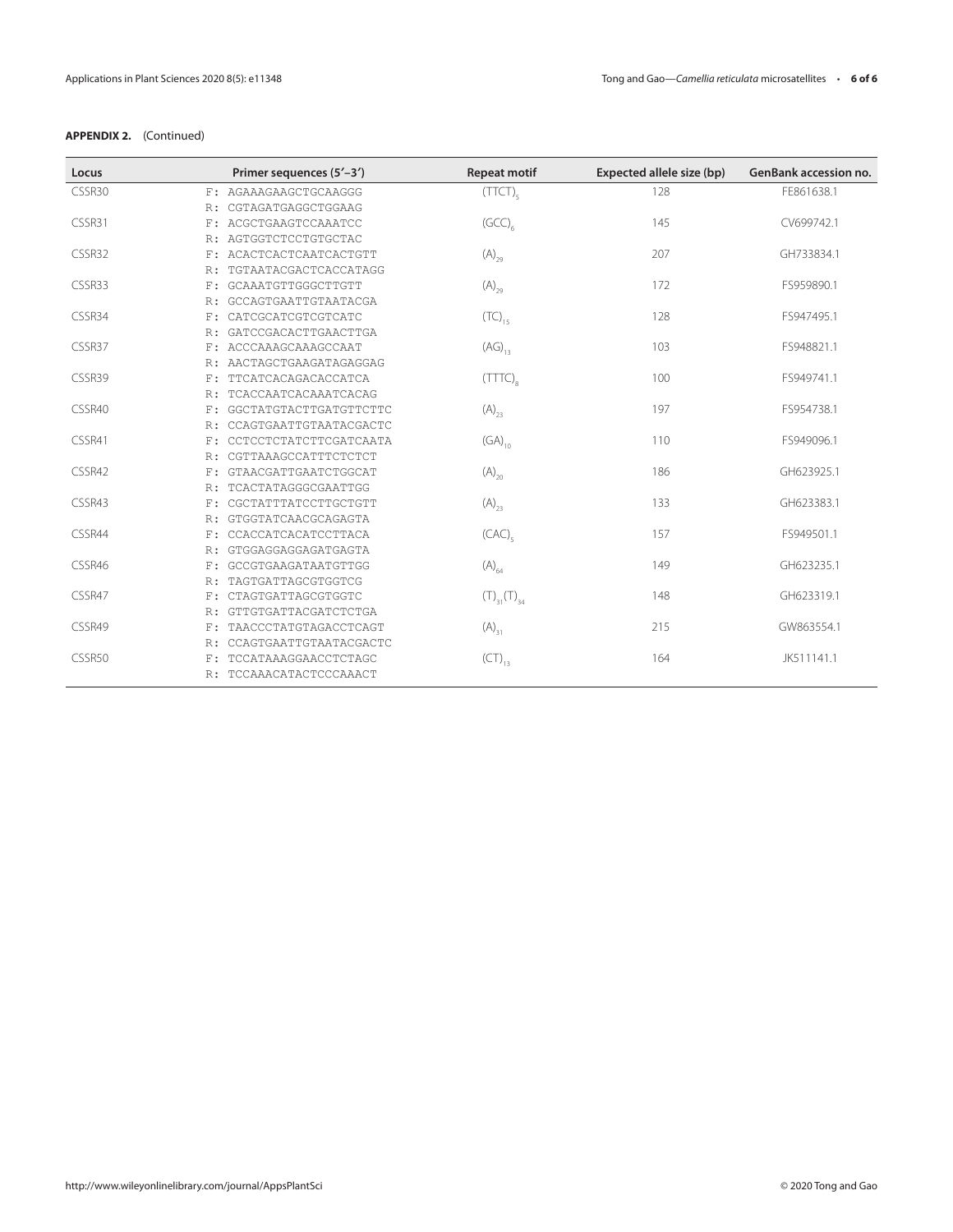**APPENDIX 2.** (Continued)

| Locus | Primer sequences (5′–3′) | Repeat motif | Expected allele size (bp) | GenBank accession no. |
|---|---|---|---|---|
| CSSR30 | F: AGAAAGAAGCTGCAAGGG<br>R: CGTAGATGAGGCTGGAAG | $(TTCT)_5$ | 128 | FE861638.1 |
| CSSR31 | F: ACGCTGAAGTCCAAATCC<br>R: AGTGGTCTCCTGTGCTAC | $(GCC)_6$ | 145 | CV699742.1 |
| CSSR32 | F: ACACTCACTCAATCACTGTT<br>R: TGTAATACGACTCACCATAGG | $(A)_{29}$ | 207 | GH733834.1 |
| CSSR33 | F: GCAAATGTTGGGCTTGTT<br>R: GCCAGTGAATTGTAATACGA | $(A)_{29}$ | 172 | FS959890.1 |
| CSSR34 | F: CATCGCATCGTCGTCATC<br>R: GATCCGACACTTGAACTTGA | $(TC)_{15}$ | 128 | FS947495.1 |
| CSSR37 | F: ACCCAAAGCAAAGCCAAT<br>R: AACTAGCTGAAGATAGAGGAG | $(AG)_{13}$ | 103 | FS948821.1 |
| CSSR39 | F: TTCATCACAGACACCATCA<br>R: TCACCAATCACAAATCACAG | $(TTTC)_8$ | 100 | FS949741.1 |
| CSSR40 | F: GGCTATGTACTTGATGTTCTTC<br>R: CCAGTGAATTGTAATACGACTC | $(A)_{23}$ | 197 | FS954738.1 |
| CSSR41 | F: CCTCCTCTATCTTCGATCAATA<br>R: CGTTAAAGCCATTTCTCTCT | $(GA)_{10}$ | 110 | FS949096.1 |
| CSSR42 | F: GTAACGATTGAATCTGGCAT<br>R: TCACTATAGGGCGAATTGG | $(A)_{20}$ | 186 | GH623925.1 |
| CSSR43 | F: CGCTATTTATCCTTGCTGTT<br>R: GTGGTATCAACGCAGAGTA | $(A)_{23}$ | 133 | GH623383.1 |
| CSSR44 | F: CCACCATCACATCCTTACA<br>R: GTGGAGGAGGAGATGAGTA | $(CAC)_5$ | 157 | FS949501.1 |
| CSSR46 | F: GCCGTGAAGATAATGTTGG<br>R: TAGTGATTAGCGTGGTCG | $(A)_{64}$ | 149 | GH623235.1 |
| CSSR47 | F: CTAGTGATTAGCGTGGTC<br>R: GTTGTGATTACGATCTCTGA | $(T)_{31}(T)_{34}$ | 148 | GH623319.1 |
| CSSR49 | F: TAACCCTATGTAGACCTCAGT<br>R: CCAGTGAATTGTAATACGACTC | $(A)_{31}$ | 215 | GW863554.1 |
| CSSR50 | F: TCCATAAAGGAACCTCTAGC<br>R: TCCAAACATACTCCCAAACT | $(CT)_{13}$ | 164 | JK511141.1 |